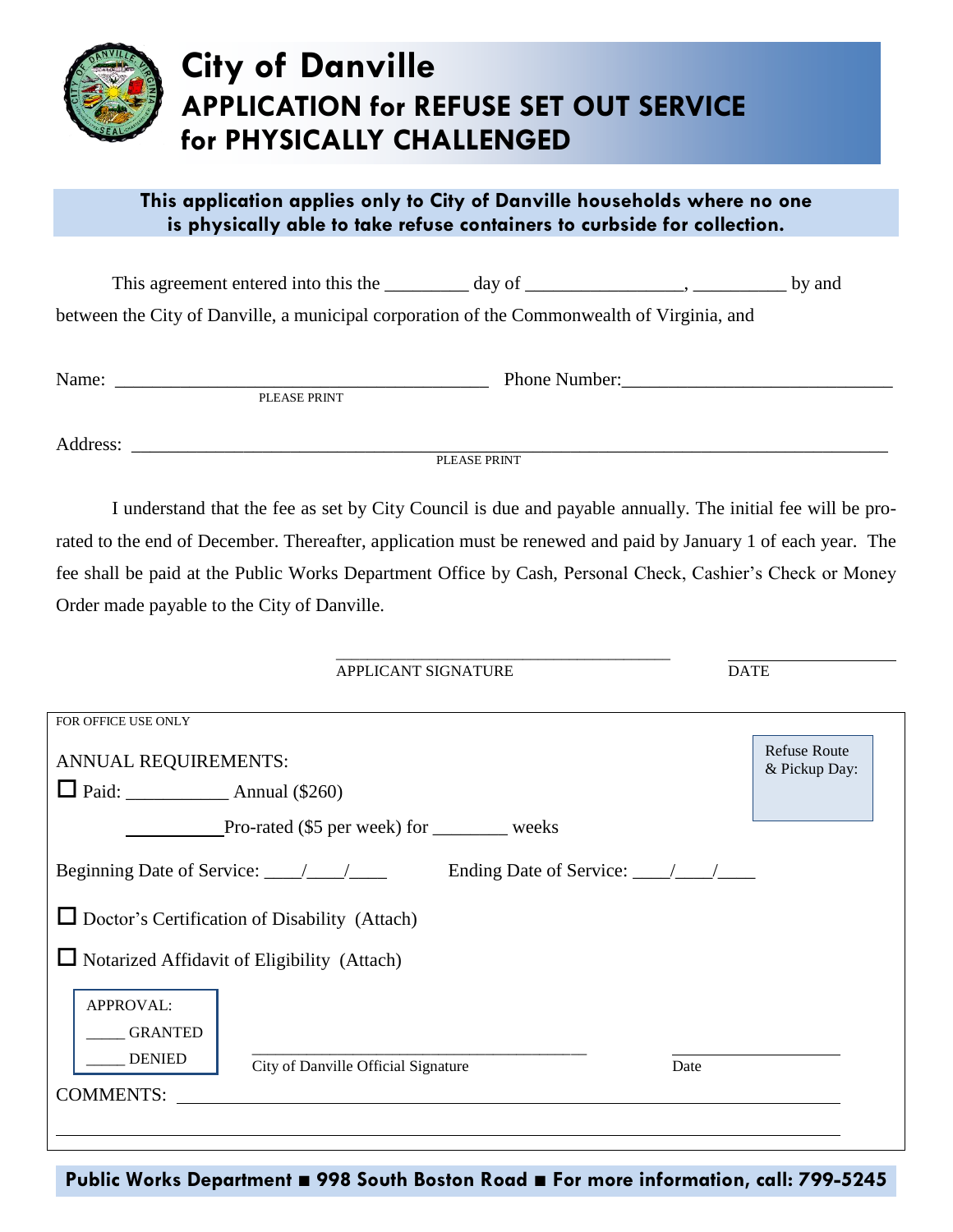# City of Danville

## APPLICATION for REFUSE SET OUT SERVICE for PHYSICALLY CHALLENGED

**This application applies only to City of Danville households where no one is physically able to take refuse containers to curbside for collection.**

This agreement entered into this the _________ day of _________________, __________ by and between the City of Danville, a municipal corporation of the Commonwealth of Virginia, and

Name: ________________________________________ Phone Number:_____________________________
PLEASE PRINT

Address: ____________________________________________________________________________________
PLEASE PRINT

I understand that the fee as set by City Council is due and payable annually. The initial fee will be pro-rated to the end of December. Thereafter, application must be renewed and paid by January 1 of each year. The fee shall be paid at the Public Works Department Office by Cash, Personal Check, Cashier's Check or Money Order made payable to the City of Danville.

_______________________________________ ____________________
APPLICANT SIGNATURE DATE

---

FOR OFFICE USE ONLY

ANNUAL REQUIREMENTS:

☐ Paid: ___________ Annual ($260)

___________ Pro-rated ($5 per week) for ________ weeks

Refuse Route & Pickup Day:

Beginning Date of Service: ____/____/____ Ending Date of Service: ____/____/____

☐ Doctor's Certification of Disability (Attach)

☐ Notarized Affidavit of Eligibility (Attach)

APPROVAL:
_____ GRANTED
_____ DENIED

__________________________________________ ____________________
City of Danville Official Signature Date

COMMENTS: ___________________________________________________________________________

______________________________________________________________________________________

---

**Public Works Department ■ 998 South Boston Road ■ For more information, call: 799-5245**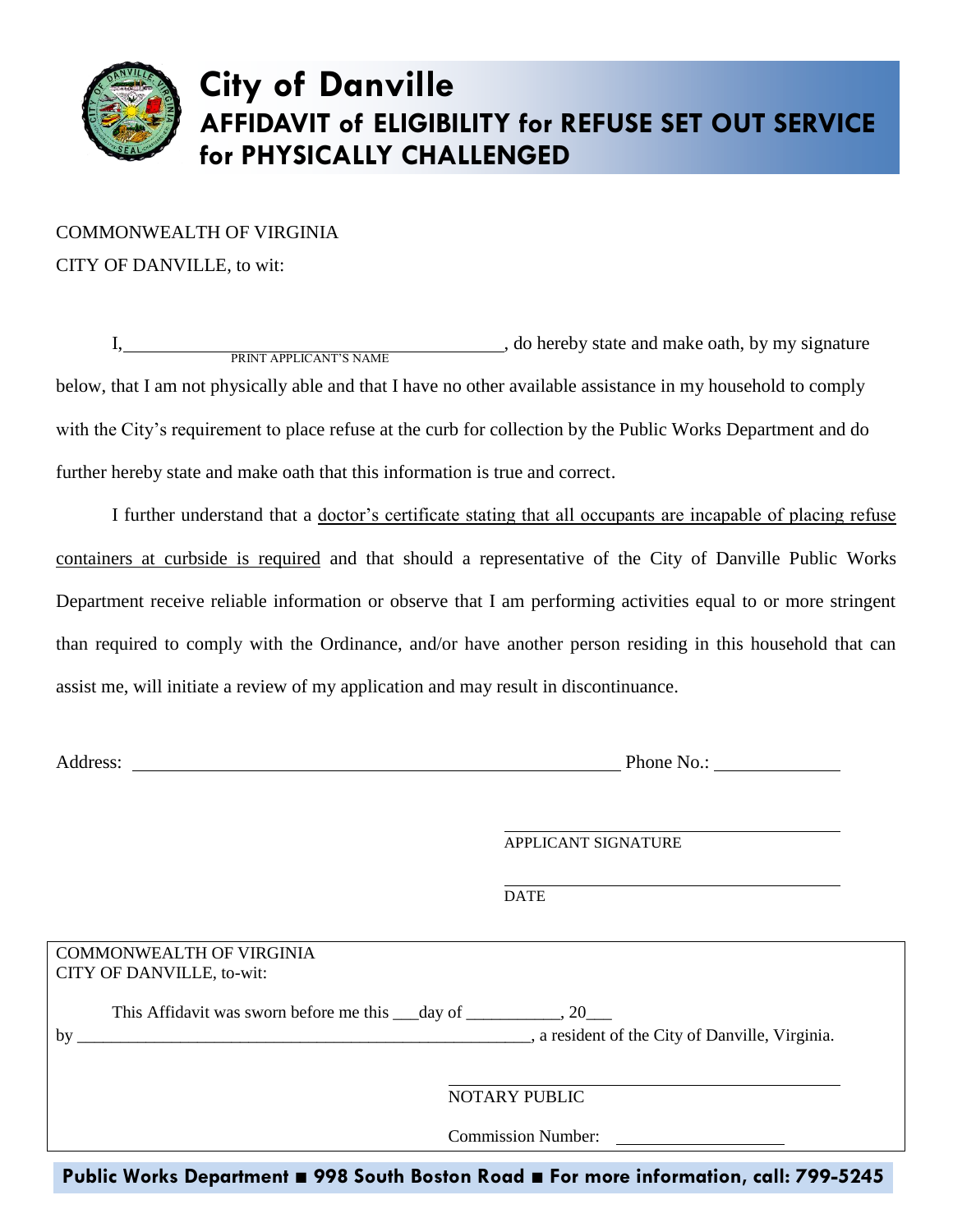# City of Danville

## AFFIDAVIT of ELIGIBILITY for REFUSE SET OUT SERVICE for PHYSICALLY CHALLENGED

COMMONWEALTH OF VIRGINIA
CITY OF DANVILLE, to wit:

I, ______________________________ (PRINT APPLICANT'S NAME), do hereby state and make oath, by my signature below, that I am not physically able and that I have no other available assistance in my household to comply with the City's requirement to place refuse at the curb for collection by the Public Works Department and do further hereby state and make oath that this information is true and correct.

I further understand that a <u>doctor's certificate stating that all occupants are incapable of placing refuse containers at curbside is required</u> and that should a representative of the City of Danville Public Works Department receive reliable information or observe that I am performing activities equal to or more stringent than required to comply with the Ordinance, and/or have another person residing in this household that can assist me, will initiate a review of my application and may result in discontinuance.

Address: ______________________________ Phone No.: ______________

______________________________
APPLICANT SIGNATURE

______________________________
DATE

---

COMMONWEALTH OF VIRGINIA
CITY OF DANVILLE, to-wit:

This Affidavit was sworn before me this ___day of ___________, 20___
by ______________________________, a resident of the City of Danville, Virginia.

______________________________
NOTARY PUBLIC

Commission Number: ______________

---

**Public Works Department ■ 998 South Boston Road ■ For more information, call: 799-5245**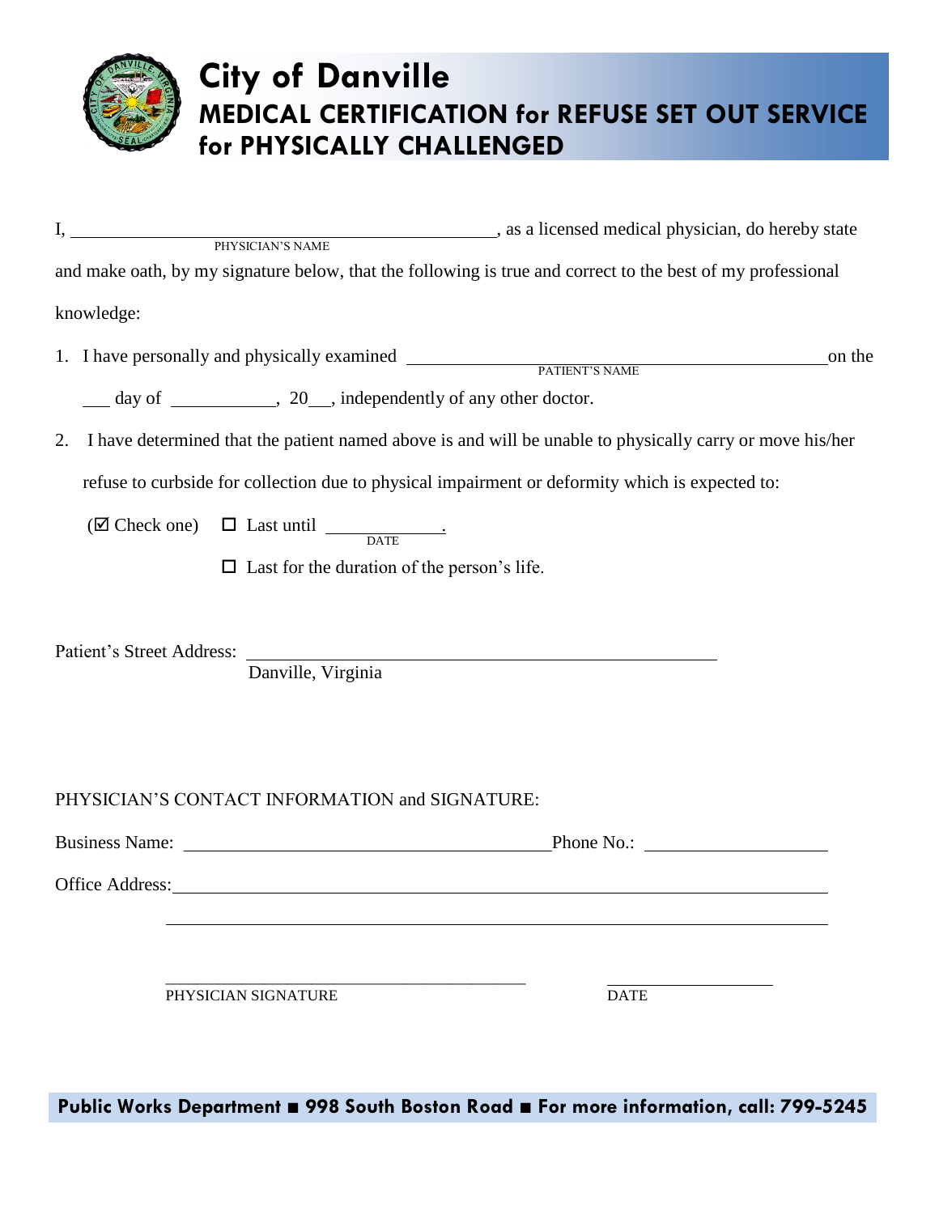# City of Danville

## MEDICAL CERTIFICATION for REFUSE SET OUT SERVICE for PHYSICALLY CHALLENGED

I, ______________________________________ (PHYSICIAN'S NAME), as a licensed medical physician, do hereby state and make oath, by my signature below, that the following is true and correct to the best of my professional knowledge:

1. I have personally and physically examined ______________________________________ (PATIENT'S NAME) on the ___ day of ____________, 20__, independently of any other doctor.
2. I have determined that the patient named above is and will be unable to physically carry or move his/her refuse to curbside for collection due to physical impairment or deformity which is expected to:

   (☑ Check one) ☐ Last until ____________ (DATE).

   ☐ Last for the duration of the person's life.

Patient's Street Address: ______________________________________

Danville, Virginia

PHYSICIAN'S CONTACT INFORMATION and SIGNATURE:

Business Name: ______________________________________ Phone No.: ____________________

Office Address: ______________________________________

______________________________________

______________________________________ PHYSICIAN SIGNATURE

____________________ DATE

**Public Works Department ■ 998 South Boston Road ■ For more information, call: 799-5245**